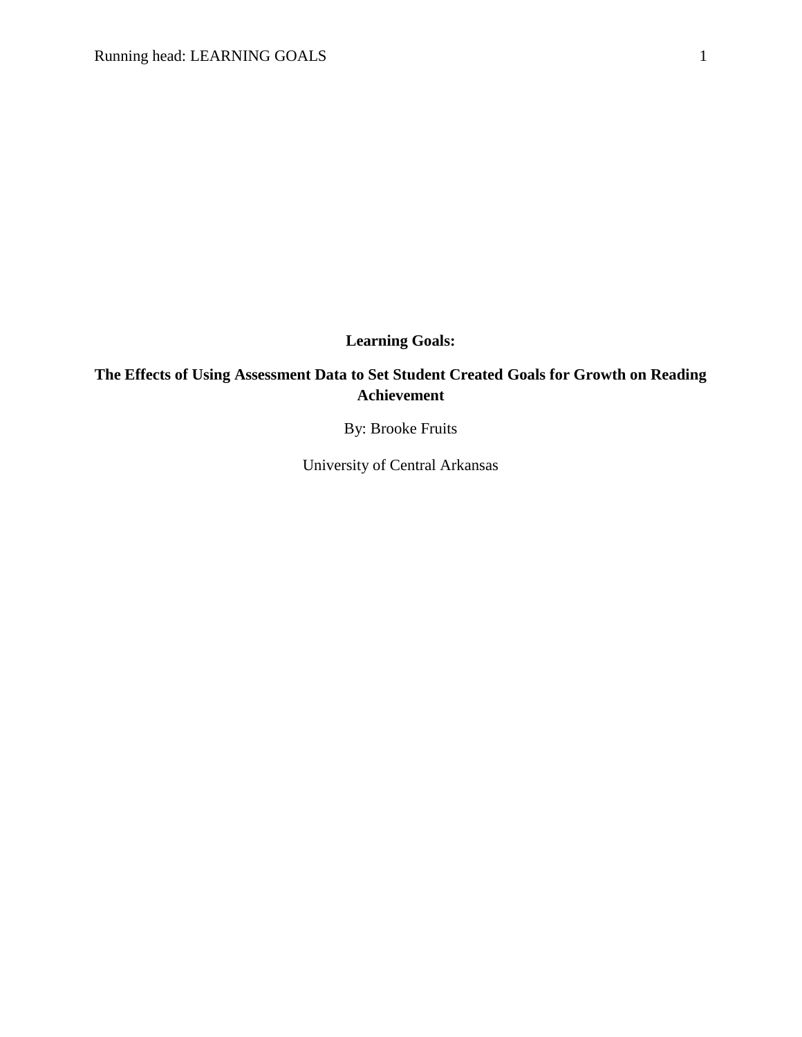**Learning Goals:**

**The Effects of Using Assessment Data to Set Student Created Goals for Growth on Reading Achievement**

By: Brooke Fruits

University of Central Arkansas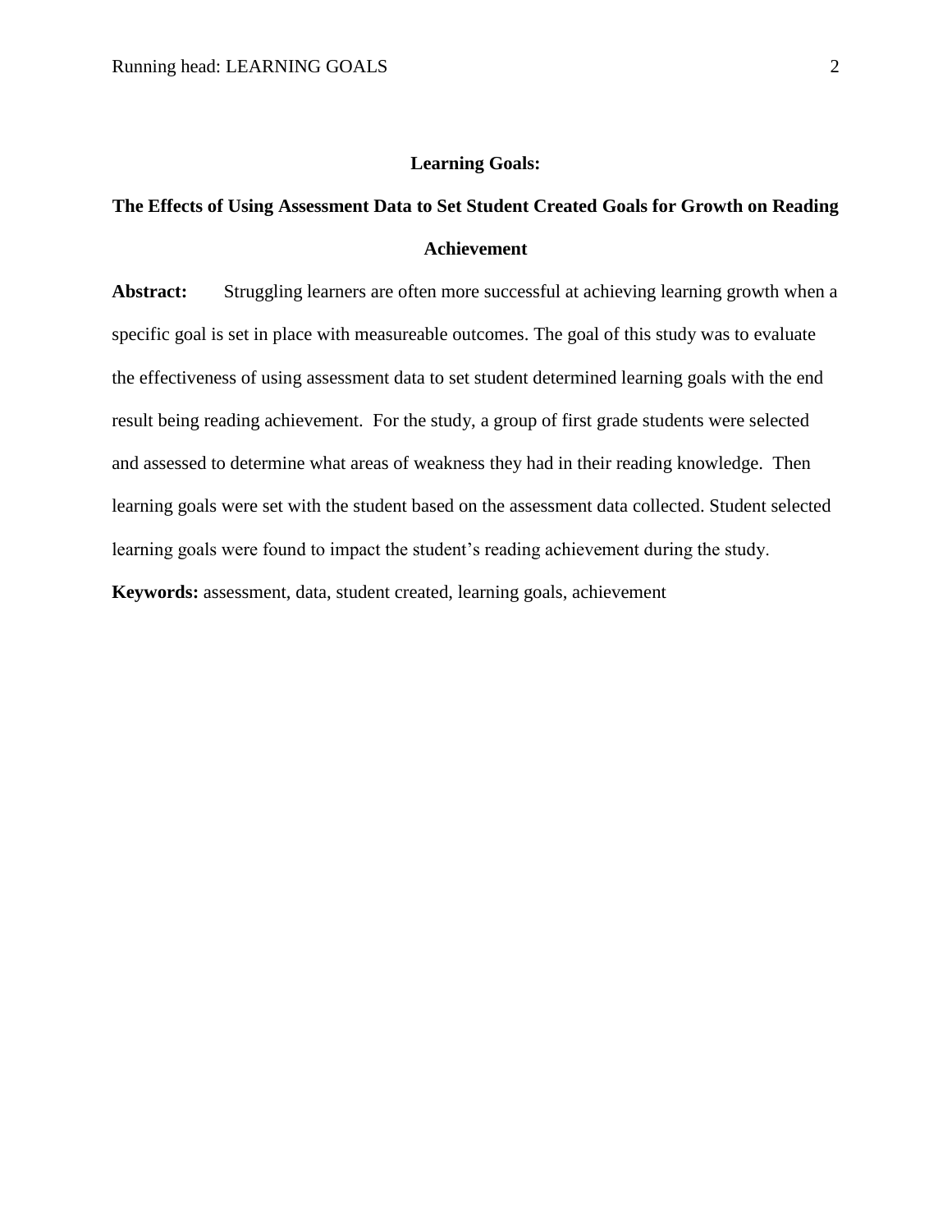# Learning Goals:

# The Effects of Using Assessment Data to Set Student Created Goals for Growth on Reading Achievement

**Abstract:** Struggling learners are often more successful at achieving learning growth when a specific goal is set in place with measureable outcomes. The goal of this study was to evaluate the effectiveness of using assessment data to set student determined learning goals with the end result being reading achievement. For the study, a group of first grade students were selected and assessed to determine what areas of weakness they had in their reading knowledge. Then learning goals were set with the student based on the assessment data collected. Student selected learning goals were found to impact the student's reading achievement during the study.

**Keywords:** assessment, data, student created, learning goals, achievement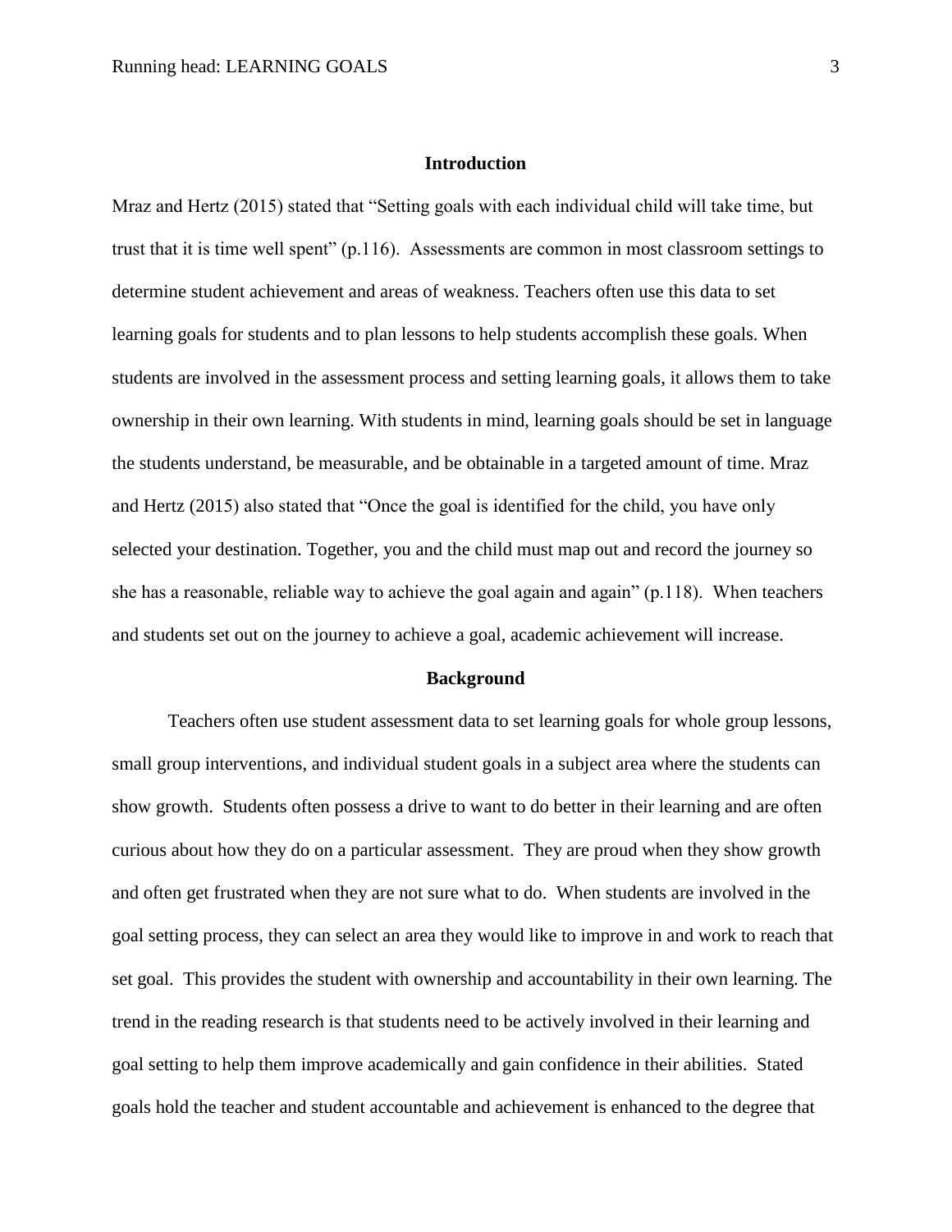## Introduction

Mraz and Hertz (2015) stated that "Setting goals with each individual child will take time, but trust that it is time well spent" (p.116). Assessments are common in most classroom settings to determine student achievement and areas of weakness. Teachers often use this data to set learning goals for students and to plan lessons to help students accomplish these goals. When students are involved in the assessment process and setting learning goals, it allows them to take ownership in their own learning. With students in mind, learning goals should be set in language the students understand, be measurable, and be obtainable in a targeted amount of time. Mraz and Hertz (2015) also stated that "Once the goal is identified for the child, you have only selected your destination. Together, you and the child must map out and record the journey so she has a reasonable, reliable way to achieve the goal again and again" (p.118). When teachers and students set out on the journey to achieve a goal, academic achievement will increase.

## Background

Teachers often use student assessment data to set learning goals for whole group lessons, small group interventions, and individual student goals in a subject area where the students can show growth. Students often possess a drive to want to do better in their learning and are often curious about how they do on a particular assessment. They are proud when they show growth and often get frustrated when they are not sure what to do. When students are involved in the goal setting process, they can select an area they would like to improve in and work to reach that set goal. This provides the student with ownership and accountability in their own learning. The trend in the reading research is that students need to be actively involved in their learning and goal setting to help them improve academically and gain confidence in their abilities. Stated goals hold the teacher and student accountable and achievement is enhanced to the degree that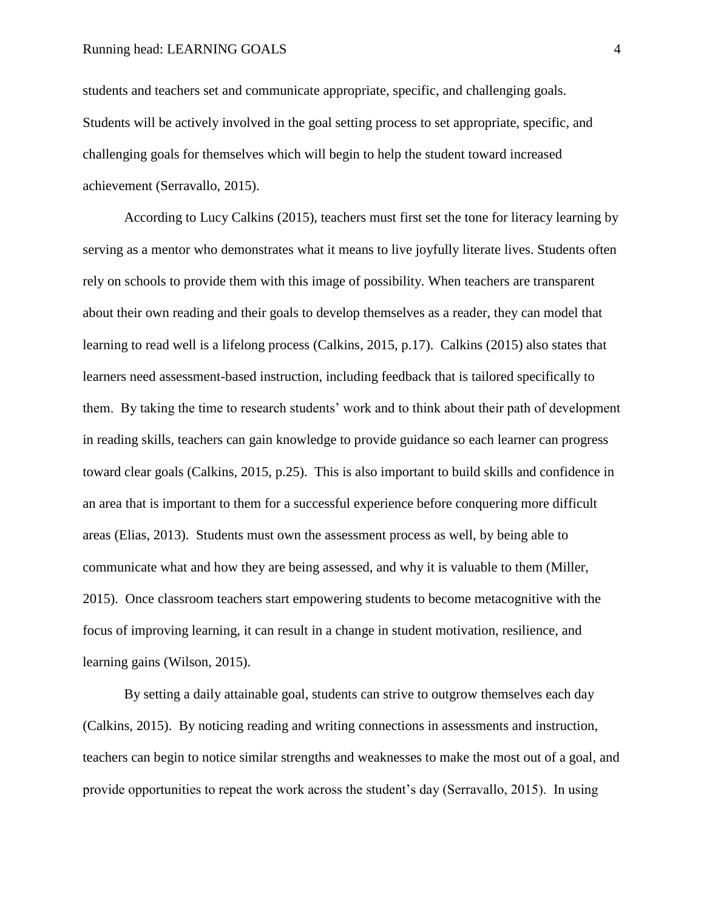students and teachers set and communicate appropriate, specific, and challenging goals. Students will be actively involved in the goal setting process to set appropriate, specific, and challenging goals for themselves which will begin to help the student toward increased achievement (Serravallo, 2015).

According to Lucy Calkins (2015), teachers must first set the tone for literacy learning by serving as a mentor who demonstrates what it means to live joyfully literate lives. Students often rely on schools to provide them with this image of possibility. When teachers are transparent about their own reading and their goals to develop themselves as a reader, they can model that learning to read well is a lifelong process (Calkins, 2015, p.17). Calkins (2015) also states that learners need assessment-based instruction, including feedback that is tailored specifically to them. By taking the time to research students' work and to think about their path of development in reading skills, teachers can gain knowledge to provide guidance so each learner can progress toward clear goals (Calkins, 2015, p.25). This is also important to build skills and confidence in an area that is important to them for a successful experience before conquering more difficult areas (Elias, 2013). Students must own the assessment process as well, by being able to communicate what and how they are being assessed, and why it is valuable to them (Miller, 2015). Once classroom teachers start empowering students to become metacognitive with the focus of improving learning, it can result in a change in student motivation, resilience, and learning gains (Wilson, 2015).

By setting a daily attainable goal, students can strive to outgrow themselves each day (Calkins, 2015). By noticing reading and writing connections in assessments and instruction, teachers can begin to notice similar strengths and weaknesses to make the most out of a goal, and provide opportunities to repeat the work across the student's day (Serravallo, 2015). In using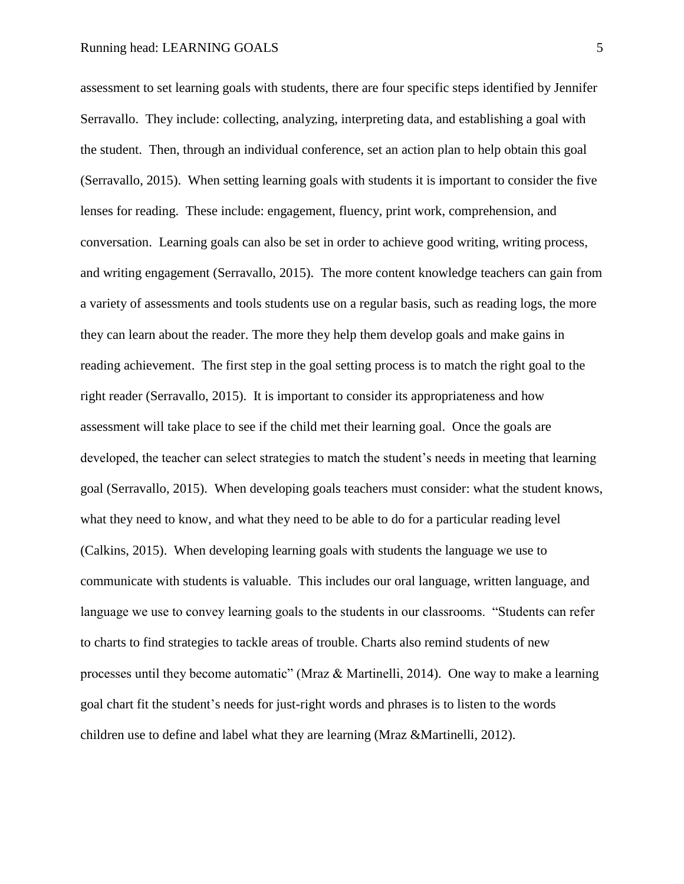assessment to set learning goals with students, there are four specific steps identified by Jennifer Serravallo. They include: collecting, analyzing, interpreting data, and establishing a goal with the student. Then, through an individual conference, set an action plan to help obtain this goal (Serravallo, 2015). When setting learning goals with students it is important to consider the five lenses for reading. These include: engagement, fluency, print work, comprehension, and conversation. Learning goals can also be set in order to achieve good writing, writing process, and writing engagement (Serravallo, 2015). The more content knowledge teachers can gain from a variety of assessments and tools students use on a regular basis, such as reading logs, the more they can learn about the reader. The more they help them develop goals and make gains in reading achievement. The first step in the goal setting process is to match the right goal to the right reader (Serravallo, 2015). It is important to consider its appropriateness and how assessment will take place to see if the child met their learning goal. Once the goals are developed, the teacher can select strategies to match the student's needs in meeting that learning goal (Serravallo, 2015). When developing goals teachers must consider: what the student knows, what they need to know, and what they need to be able to do for a particular reading level (Calkins, 2015). When developing learning goals with students the language we use to communicate with students is valuable. This includes our oral language, written language, and language we use to convey learning goals to the students in our classrooms. "Students can refer to charts to find strategies to tackle areas of trouble. Charts also remind students of new processes until they become automatic" (Mraz & Martinelli, 2014). One way to make a learning goal chart fit the student's needs for just-right words and phrases is to listen to the words children use to define and label what they are learning (Mraz &Martinelli, 2012).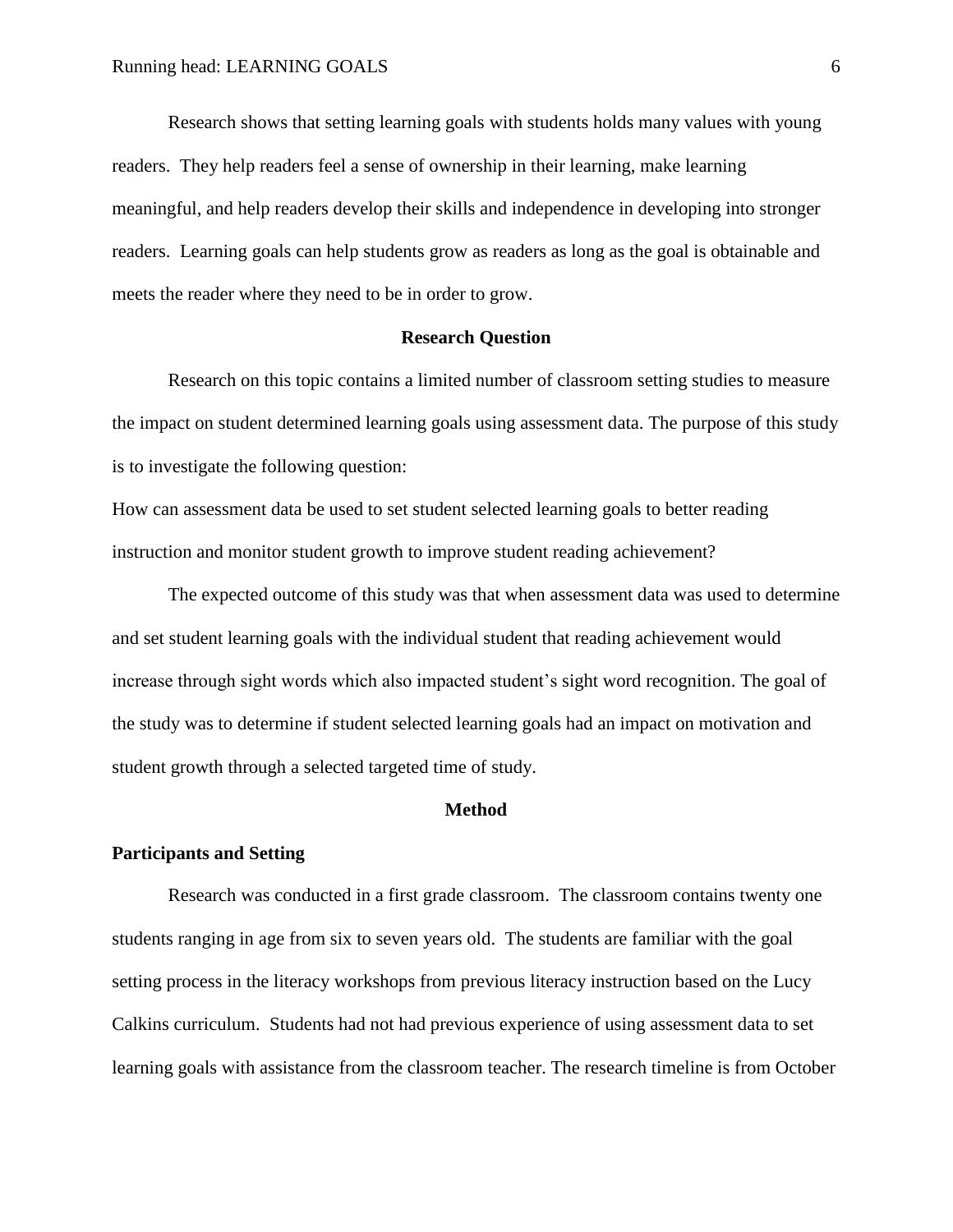Research shows that setting learning goals with students holds many values with young readers. They help readers feel a sense of ownership in their learning, make learning meaningful, and help readers develop their skills and independence in developing into stronger readers. Learning goals can help students grow as readers as long as the goal is obtainable and meets the reader where they need to be in order to grow.

## Research Question

Research on this topic contains a limited number of classroom setting studies to measure the impact on student determined learning goals using assessment data. The purpose of this study is to investigate the following question:

How can assessment data be used to set student selected learning goals to better reading instruction and monitor student growth to improve student reading achievement?

The expected outcome of this study was that when assessment data was used to determine and set student learning goals with the individual student that reading achievement would increase through sight words which also impacted student's sight word recognition. The goal of the study was to determine if student selected learning goals had an impact on motivation and student growth through a selected targeted time of study.

## Method

### Participants and Setting

Research was conducted in a first grade classroom. The classroom contains twenty one students ranging in age from six to seven years old. The students are familiar with the goal setting process in the literacy workshops from previous literacy instruction based on the Lucy Calkins curriculum. Students had not had previous experience of using assessment data to set learning goals with assistance from the classroom teacher. The research timeline is from October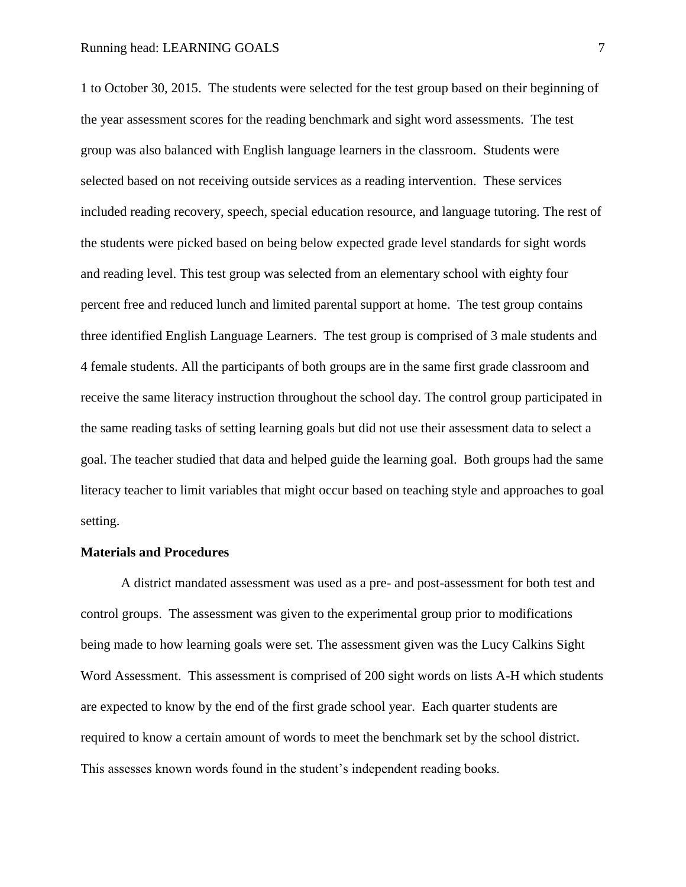1 to October 30, 2015. The students were selected for the test group based on their beginning of the year assessment scores for the reading benchmark and sight word assessments. The test group was also balanced with English language learners in the classroom. Students were selected based on not receiving outside services as a reading intervention. These services included reading recovery, speech, special education resource, and language tutoring. The rest of the students were picked based on being below expected grade level standards for sight words and reading level. This test group was selected from an elementary school with eighty four percent free and reduced lunch and limited parental support at home. The test group contains three identified English Language Learners. The test group is comprised of 3 male students and 4 female students. All the participants of both groups are in the same first grade classroom and receive the same literacy instruction throughout the school day. The control group participated in the same reading tasks of setting learning goals but did not use their assessment data to select a goal. The teacher studied that data and helped guide the learning goal. Both groups had the same literacy teacher to limit variables that might occur based on teaching style and approaches to goal setting.

**Materials and Procedures**

A district mandated assessment was used as a pre- and post-assessment for both test and control groups. The assessment was given to the experimental group prior to modifications being made to how learning goals were set. The assessment given was the Lucy Calkins Sight Word Assessment. This assessment is comprised of 200 sight words on lists A-H which students are expected to know by the end of the first grade school year. Each quarter students are required to know a certain amount of words to meet the benchmark set by the school district. This assesses known words found in the student's independent reading books.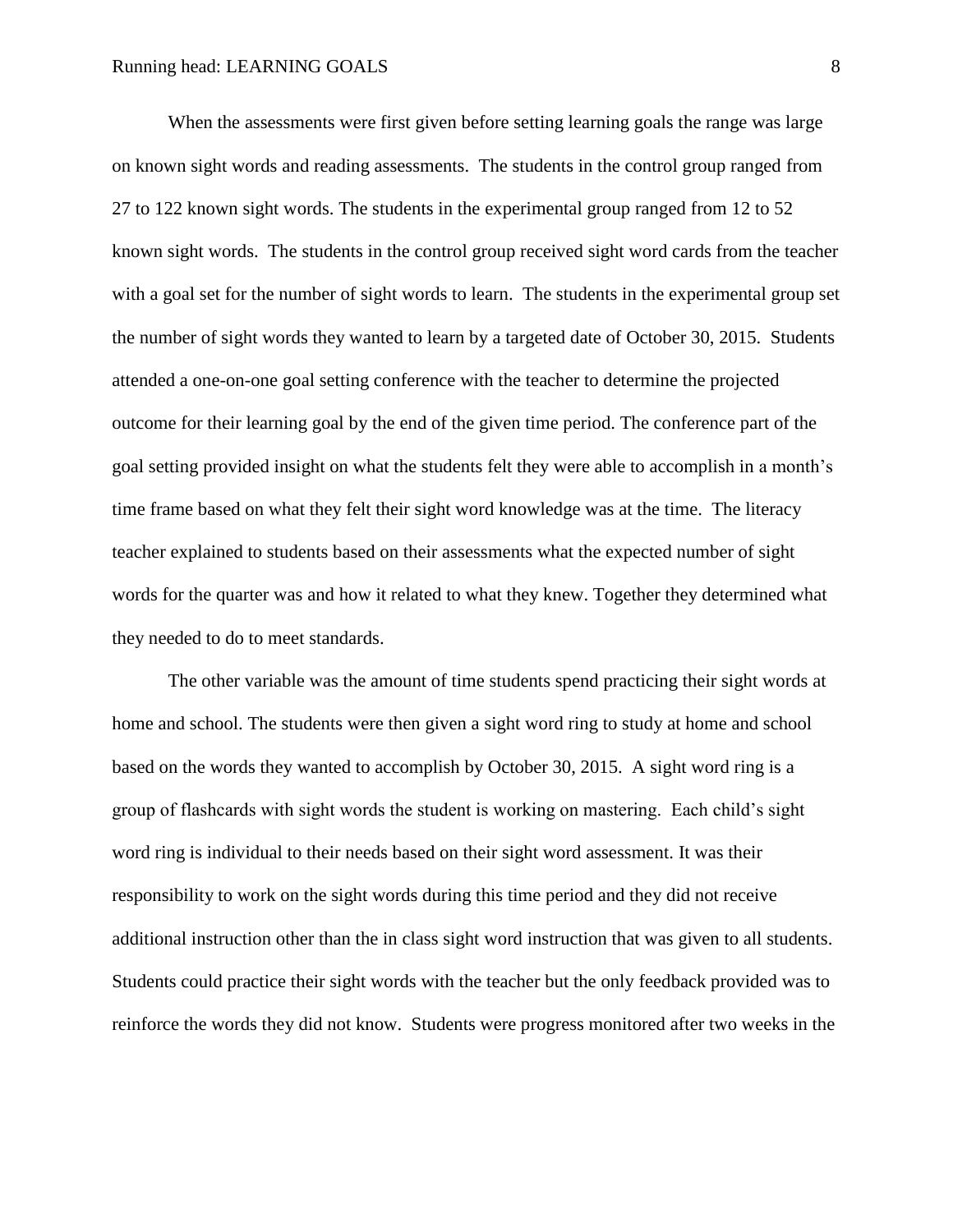When the assessments were first given before setting learning goals the range was large on known sight words and reading assessments. The students in the control group ranged from 27 to 122 known sight words. The students in the experimental group ranged from 12 to 52 known sight words. The students in the control group received sight word cards from the teacher with a goal set for the number of sight words to learn. The students in the experimental group set the number of sight words they wanted to learn by a targeted date of October 30, 2015. Students attended a one-on-one goal setting conference with the teacher to determine the projected outcome for their learning goal by the end of the given time period. The conference part of the goal setting provided insight on what the students felt they were able to accomplish in a month's time frame based on what they felt their sight word knowledge was at the time. The literacy teacher explained to students based on their assessments what the expected number of sight words for the quarter was and how it related to what they knew. Together they determined what they needed to do to meet standards.

The other variable was the amount of time students spend practicing their sight words at home and school. The students were then given a sight word ring to study at home and school based on the words they wanted to accomplish by October 30, 2015. A sight word ring is a group of flashcards with sight words the student is working on mastering. Each child's sight word ring is individual to their needs based on their sight word assessment. It was their responsibility to work on the sight words during this time period and they did not receive additional instruction other than the in class sight word instruction that was given to all students. Students could practice their sight words with the teacher but the only feedback provided was to reinforce the words they did not know. Students were progress monitored after two weeks in the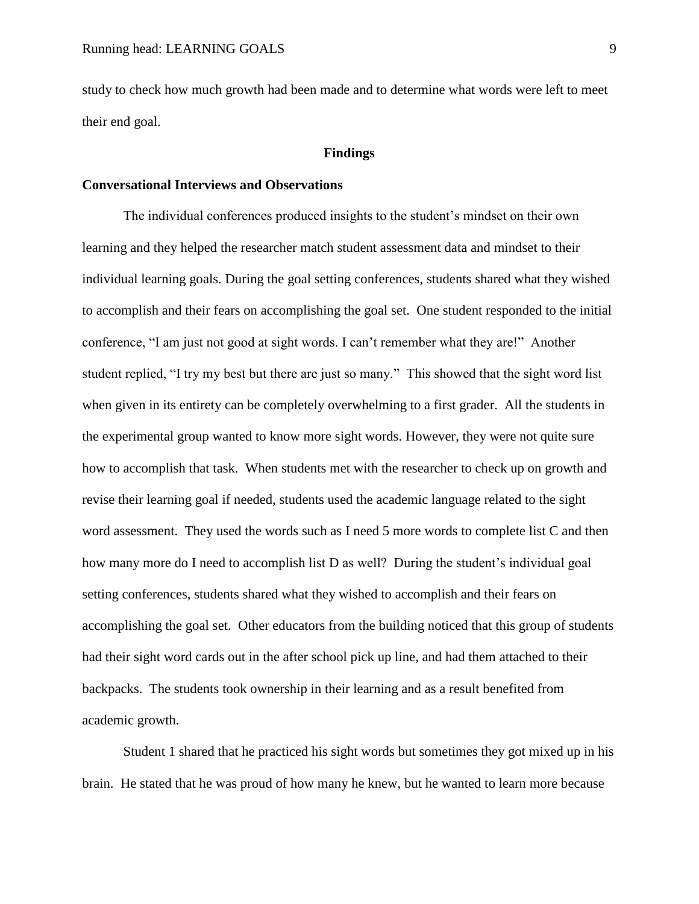study to check how much growth had been made and to determine what words were left to meet their end goal.

## Findings

### Conversational Interviews and Observations

The individual conferences produced insights to the student's mindset on their own learning and they helped the researcher match student assessment data and mindset to their individual learning goals. During the goal setting conferences, students shared what they wished to accomplish and their fears on accomplishing the goal set. One student responded to the initial conference, "I am just not good at sight words. I can't remember what they are!" Another student replied, "I try my best but there are just so many." This showed that the sight word list when given in its entirety can be completely overwhelming to a first grader. All the students in the experimental group wanted to know more sight words. However, they were not quite sure how to accomplish that task. When students met with the researcher to check up on growth and revise their learning goal if needed, students used the academic language related to the sight word assessment. They used the words such as I need 5 more words to complete list C and then how many more do I need to accomplish list D as well? During the student's individual goal setting conferences, students shared what they wished to accomplish and their fears on accomplishing the goal set. Other educators from the building noticed that this group of students had their sight word cards out in the after school pick up line, and had them attached to their backpacks. The students took ownership in their learning and as a result benefited from academic growth.

Student 1 shared that he practiced his sight words but sometimes they got mixed up in his brain. He stated that he was proud of how many he knew, but he wanted to learn more because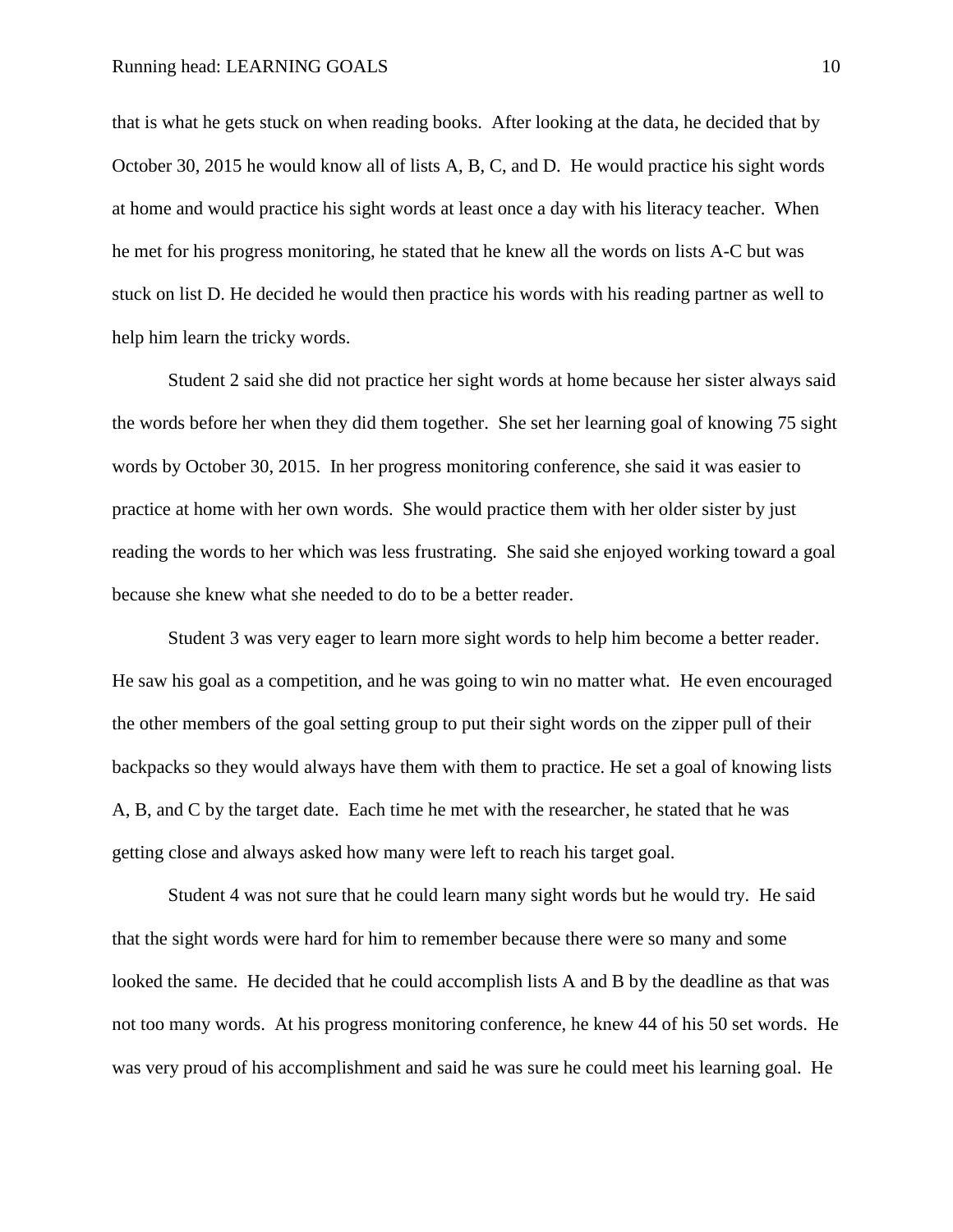that is what he gets stuck on when reading books. After looking at the data, he decided that by October 30, 2015 he would know all of lists A, B, C, and D. He would practice his sight words at home and would practice his sight words at least once a day with his literacy teacher. When he met for his progress monitoring, he stated that he knew all the words on lists A-C but was stuck on list D. He decided he would then practice his words with his reading partner as well to help him learn the tricky words.

Student 2 said she did not practice her sight words at home because her sister always said the words before her when they did them together. She set her learning goal of knowing 75 sight words by October 30, 2015. In her progress monitoring conference, she said it was easier to practice at home with her own words. She would practice them with her older sister by just reading the words to her which was less frustrating. She said she enjoyed working toward a goal because she knew what she needed to do to be a better reader.

Student 3 was very eager to learn more sight words to help him become a better reader. He saw his goal as a competition, and he was going to win no matter what. He even encouraged the other members of the goal setting group to put their sight words on the zipper pull of their backpacks so they would always have them with them to practice. He set a goal of knowing lists A, B, and C by the target date. Each time he met with the researcher, he stated that he was getting close and always asked how many were left to reach his target goal.

Student 4 was not sure that he could learn many sight words but he would try. He said that the sight words were hard for him to remember because there were so many and some looked the same. He decided that he could accomplish lists A and B by the deadline as that was not too many words. At his progress monitoring conference, he knew 44 of his 50 set words. He was very proud of his accomplishment and said he was sure he could meet his learning goal. He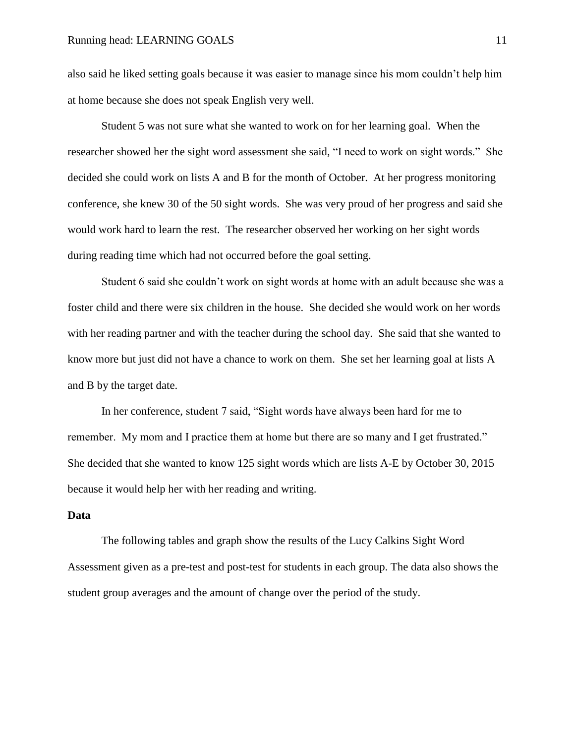also said he liked setting goals because it was easier to manage since his mom couldn't help him at home because she does not speak English very well.

Student 5 was not sure what she wanted to work on for her learning goal. When the researcher showed her the sight word assessment she said, "I need to work on sight words." She decided she could work on lists A and B for the month of October. At her progress monitoring conference, she knew 30 of the 50 sight words. She was very proud of her progress and said she would work hard to learn the rest. The researcher observed her working on her sight words during reading time which had not occurred before the goal setting.

Student 6 said she couldn't work on sight words at home with an adult because she was a foster child and there were six children in the house. She decided she would work on her words with her reading partner and with the teacher during the school day. She said that she wanted to know more but just did not have a chance to work on them. She set her learning goal at lists A and B by the target date.

In her conference, student 7 said, "Sight words have always been hard for me to remember. My mom and I practice them at home but there are so many and I get frustrated." She decided that she wanted to know 125 sight words which are lists A-E by October 30, 2015 because it would help her with her reading and writing.

**Data**

The following tables and graph show the results of the Lucy Calkins Sight Word Assessment given as a pre-test and post-test for students in each group. The data also shows the student group averages and the amount of change over the period of the study.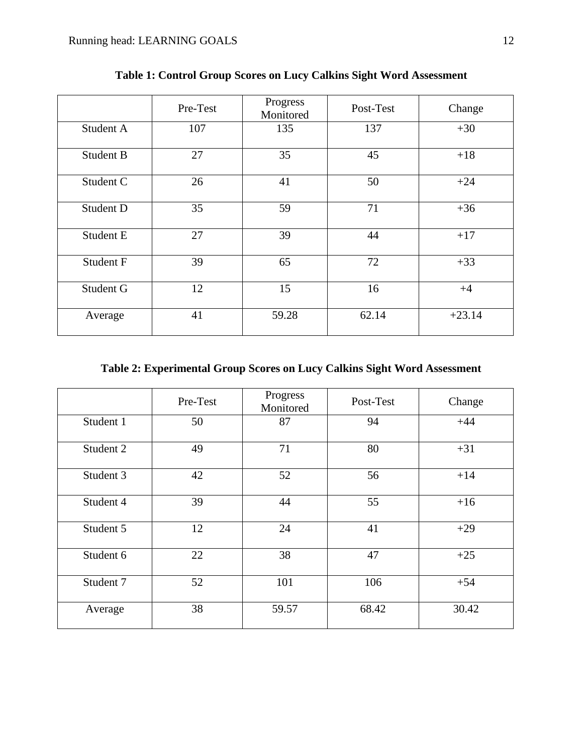**Table 1: Control Group Scores on Lucy Calkins Sight Word Assessment**

| | Pre-Test | Progress Monitored | Post-Test | Change |
|---|---|---|---|---|
| Student A | 107 | 135 | 137 | +30 |
| Student B | 27 | 35 | 45 | +18 |
| Student C | 26 | 41 | 50 | +24 |
| Student D | 35 | 59 | 71 | +36 |
| Student E | 27 | 39 | 44 | +17 |
| Student F | 39 | 65 | 72 | +33 |
| Student G | 12 | 15 | 16 | +4 |
| Average | 41 | 59.28 | 62.14 | +23.14 |

**Table 2: Experimental Group Scores on Lucy Calkins Sight Word Assessment**

| | Pre-Test | Progress Monitored | Post-Test | Change |
|---|---|---|---|---|
| Student 1 | 50 | 87 | 94 | +44 |
| Student 2 | 49 | 71 | 80 | +31 |
| Student 3 | 42 | 52 | 56 | +14 |
| Student 4 | 39 | 44 | 55 | +16 |
| Student 5 | 12 | 24 | 41 | +29 |
| Student 6 | 22 | 38 | 47 | +25 |
| Student 7 | 52 | 101 | 106 | +54 |
| Average | 38 | 59.57 | 68.42 | 30.42 |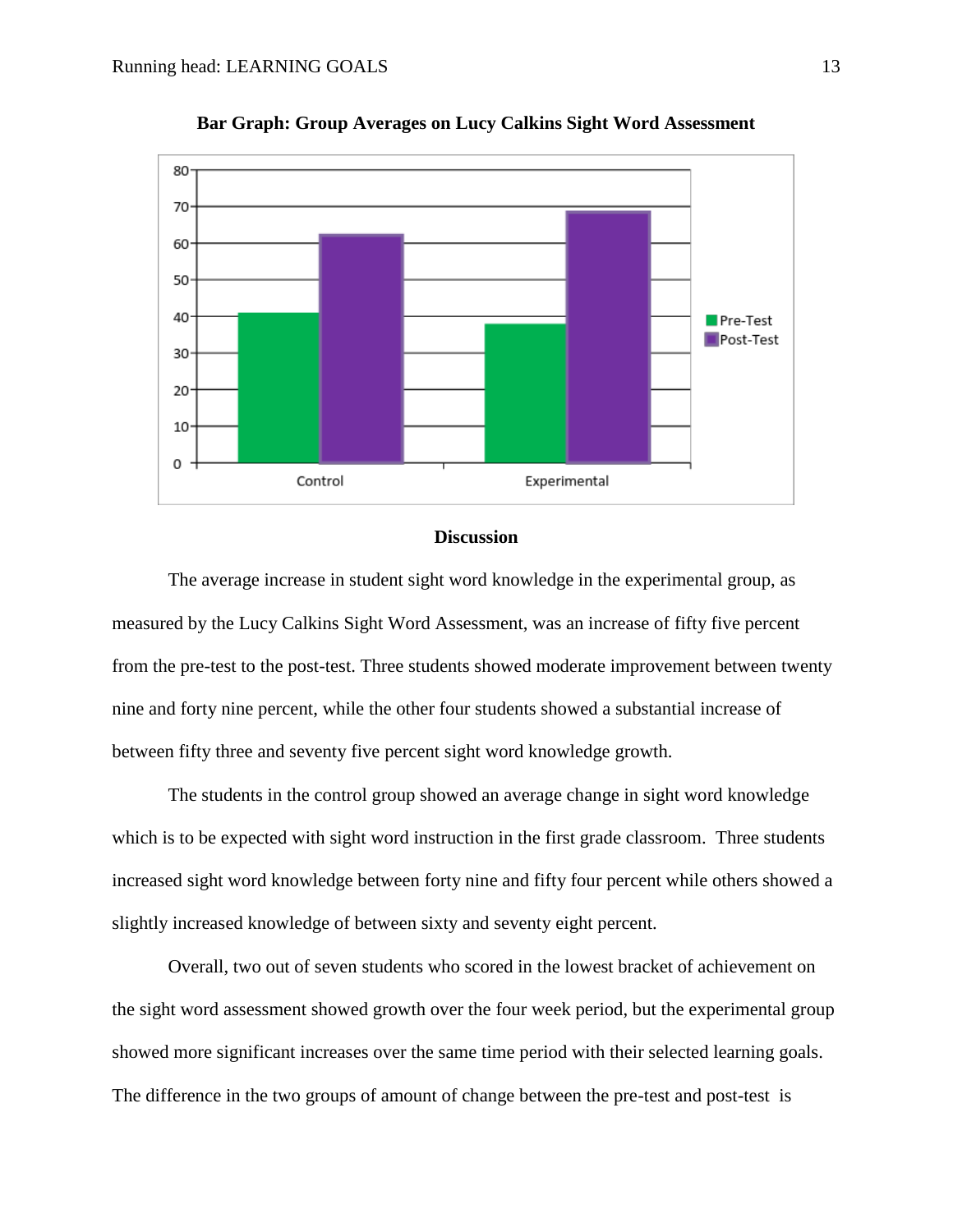**Bar Graph: Group Averages on Lucy Calkins Sight Word Assessment**

## Discussion

The average increase in student sight word knowledge in the experimental group, as measured by the Lucy Calkins Sight Word Assessment, was an increase of fifty five percent from the pre-test to the post-test. Three students showed moderate improvement between twenty nine and forty nine percent, while the other four students showed a substantial increase of between fifty three and seventy five percent sight word knowledge growth.

The students in the control group showed an average change in sight word knowledge which is to be expected with sight word instruction in the first grade classroom. Three students increased sight word knowledge between forty nine and fifty four percent while others showed a slightly increased knowledge of between sixty and seventy eight percent.

Overall, two out of seven students who scored in the lowest bracket of achievement on the sight word assessment showed growth over the four week period, but the experimental group showed more significant increases over the same time period with their selected learning goals. The difference in the two groups of amount of change between the pre-test and post-test is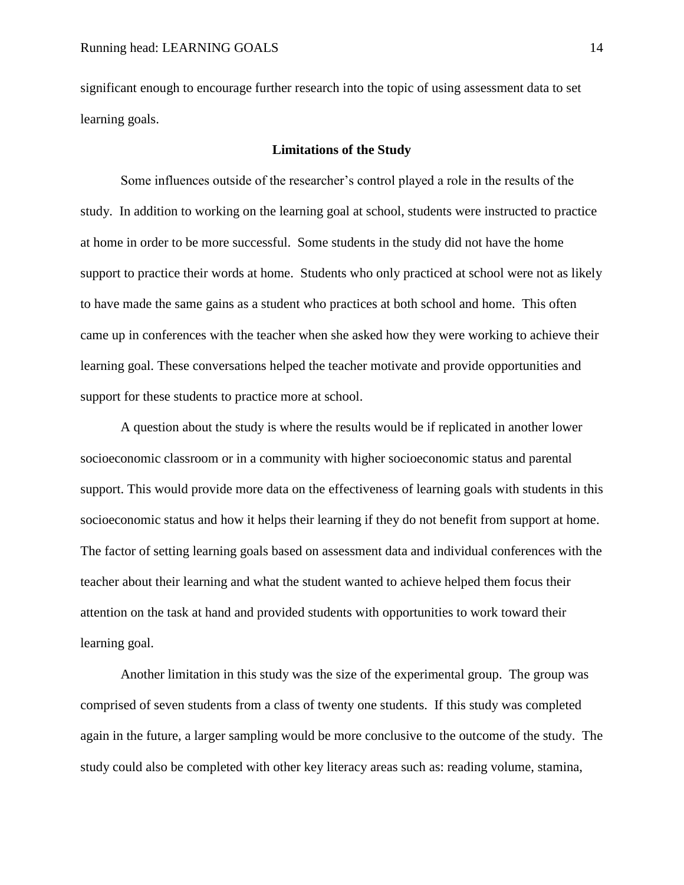significant enough to encourage further research into the topic of using assessment data to set learning goals.

## Limitations of the Study

Some influences outside of the researcher's control played a role in the results of the study. In addition to working on the learning goal at school, students were instructed to practice at home in order to be more successful. Some students in the study did not have the home support to practice their words at home. Students who only practiced at school were not as likely to have made the same gains as a student who practices at both school and home. This often came up in conferences with the teacher when she asked how they were working to achieve their learning goal. These conversations helped the teacher motivate and provide opportunities and support for these students to practice more at school.

A question about the study is where the results would be if replicated in another lower socioeconomic classroom or in a community with higher socioeconomic status and parental support. This would provide more data on the effectiveness of learning goals with students in this socioeconomic status and how it helps their learning if they do not benefit from support at home. The factor of setting learning goals based on assessment data and individual conferences with the teacher about their learning and what the student wanted to achieve helped them focus their attention on the task at hand and provided students with opportunities to work toward their learning goal.

Another limitation in this study was the size of the experimental group. The group was comprised of seven students from a class of twenty one students. If this study was completed again in the future, a larger sampling would be more conclusive to the outcome of the study. The study could also be completed with other key literacy areas such as: reading volume, stamina,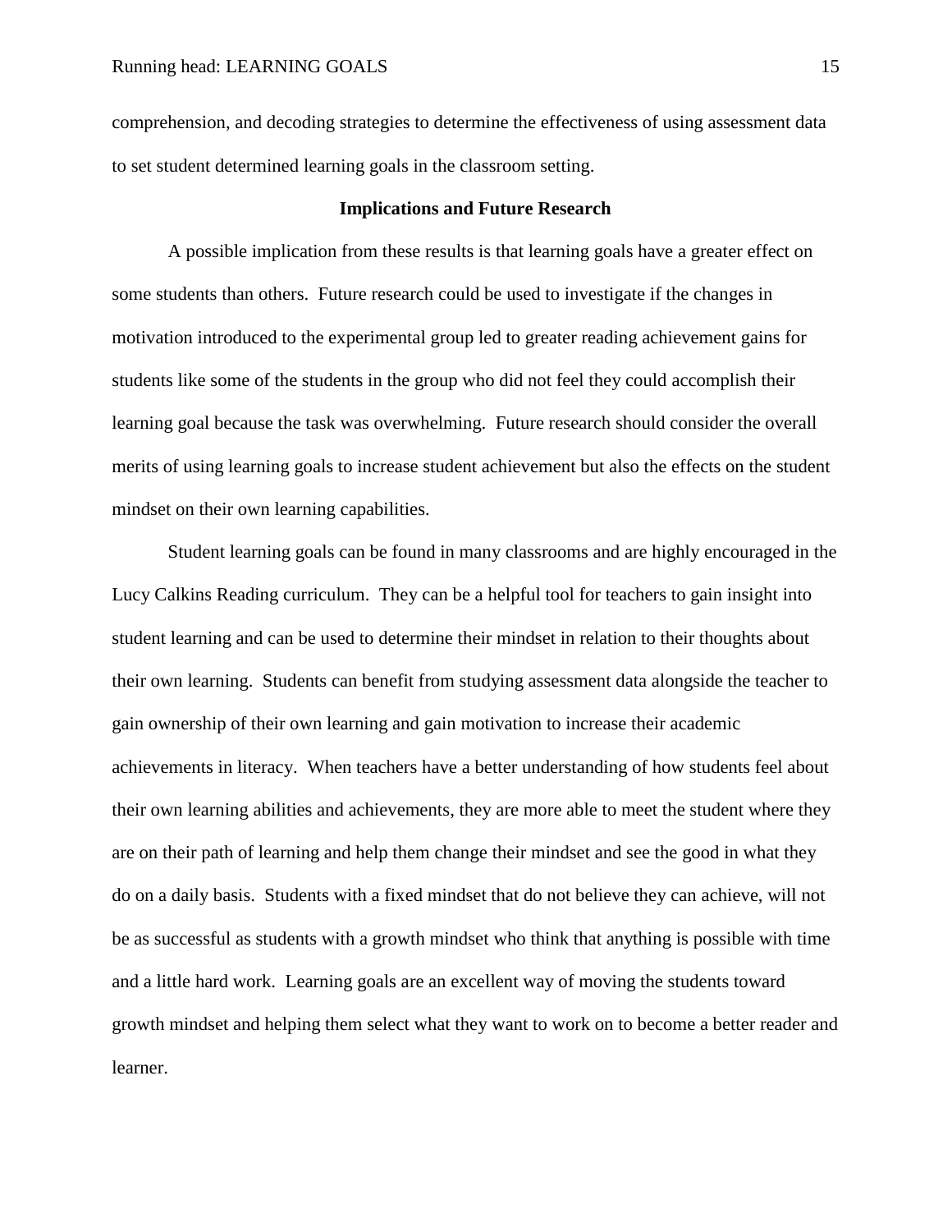comprehension, and decoding strategies to determine the effectiveness of using assessment data to set student determined learning goals in the classroom setting.

## Implications and Future Research

A possible implication from these results is that learning goals have a greater effect on some students than others. Future research could be used to investigate if the changes in motivation introduced to the experimental group led to greater reading achievement gains for students like some of the students in the group who did not feel they could accomplish their learning goal because the task was overwhelming. Future research should consider the overall merits of using learning goals to increase student achievement but also the effects on the student mindset on their own learning capabilities.

Student learning goals can be found in many classrooms and are highly encouraged in the Lucy Calkins Reading curriculum. They can be a helpful tool for teachers to gain insight into student learning and can be used to determine their mindset in relation to their thoughts about their own learning. Students can benefit from studying assessment data alongside the teacher to gain ownership of their own learning and gain motivation to increase their academic achievements in literacy. When teachers have a better understanding of how students feel about their own learning abilities and achievements, they are more able to meet the student where they are on their path of learning and help them change their mindset and see the good in what they do on a daily basis. Students with a fixed mindset that do not believe they can achieve, will not be as successful as students with a growth mindset who think that anything is possible with time and a little hard work. Learning goals are an excellent way of moving the students toward growth mindset and helping them select what they want to work on to become a better reader and learner.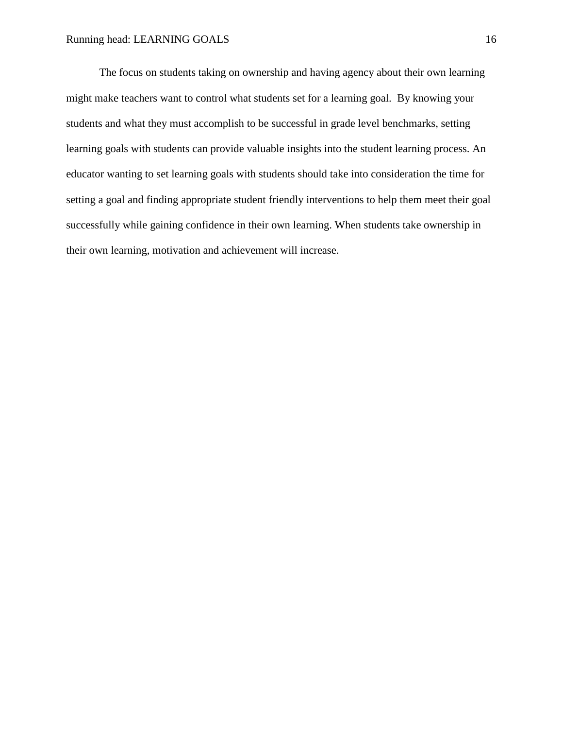The focus on students taking on ownership and having agency about their own learning might make teachers want to control what students set for a learning goal.  By knowing your students and what they must accomplish to be successful in grade level benchmarks, setting learning goals with students can provide valuable insights into the student learning process. An educator wanting to set learning goals with students should take into consideration the time for setting a goal and finding appropriate student friendly interventions to help them meet their goal successfully while gaining confidence in their own learning. When students take ownership in their own learning, motivation and achievement will increase.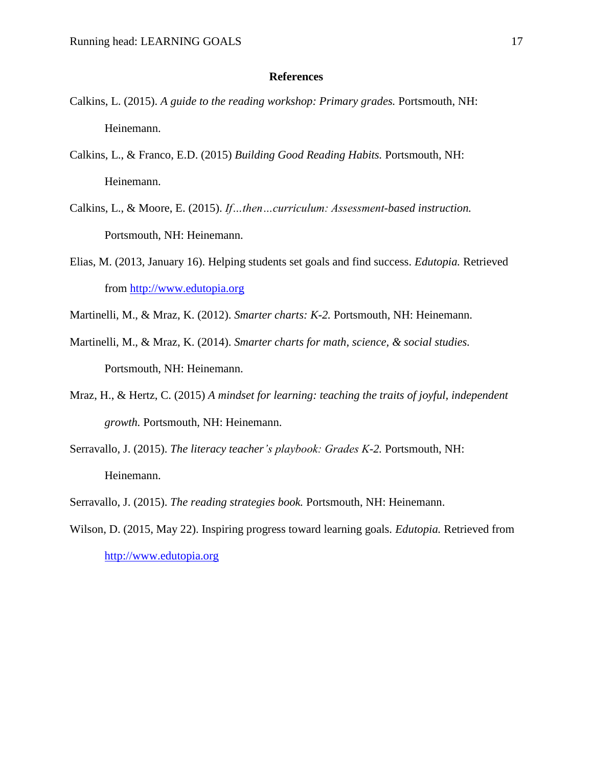# References

Calkins, L. (2015). *A guide to the reading workshop: Primary grades.* Portsmouth, NH: Heinemann.

Calkins, L., & Franco, E.D. (2015) *Building Good Reading Habits.* Portsmouth, NH: Heinemann.

Calkins, L., & Moore, E. (2015). *If…then…curriculum: Assessment-based instruction.* Portsmouth, NH: Heinemann.

Elias, M. (2013, January 16). Helping students set goals and find success. *Edutopia.* Retrieved from http://www.edutopia.org

Martinelli, M., & Mraz, K. (2012). *Smarter charts: K-2.* Portsmouth, NH: Heinemann.

Martinelli, M., & Mraz, K. (2014). *Smarter charts for math, science, & social studies.* Portsmouth, NH: Heinemann.

Mraz, H., & Hertz, C. (2015) *A mindset for learning: teaching the traits of joyful, independent growth.* Portsmouth, NH: Heinemann.

Serravallo, J. (2015). *The literacy teacher's playbook: Grades K-2.* Portsmouth, NH: Heinemann.

Serravallo, J. (2015). *The reading strategies book.* Portsmouth, NH: Heinemann.

Wilson, D. (2015, May 22). Inspiring progress toward learning goals. *Edutopia.* Retrieved from http://www.edutopia.org